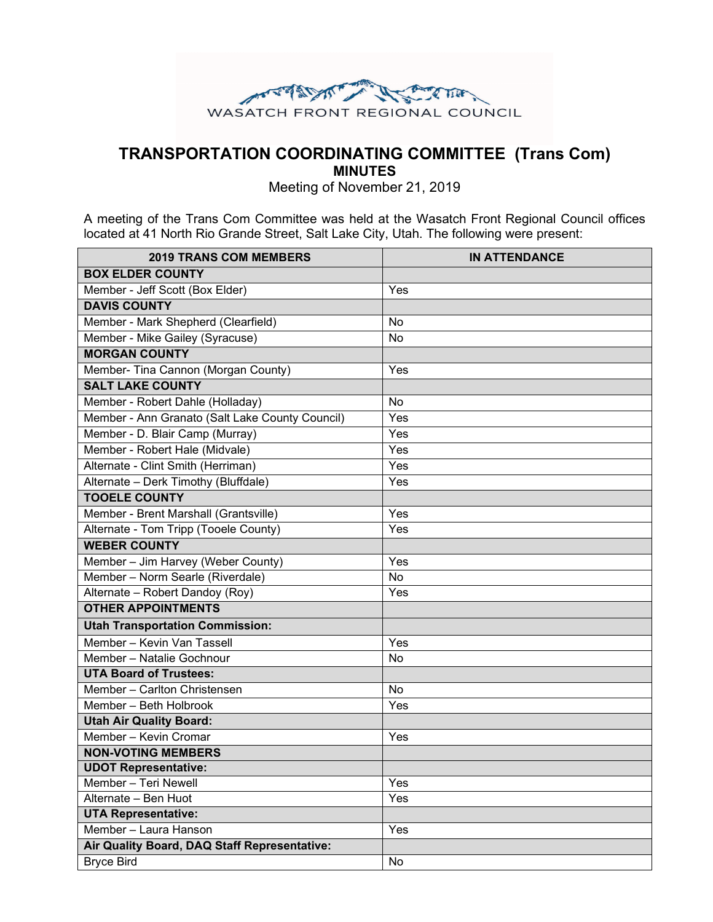WASATCH FRONT REGIONAL COUNCIL

# TRANSPORTATION COORDINATING COMMITTEE (Trans Com)

## MINUTES

Meeting of November 21, 2019

A meeting of the Trans Com Committee was held at the Wasatch Front Regional Council offices located at 41 North Rio Grande Street, Salt Lake City, Utah. The following were present:

| 2019 TRANS COM MEMBERS | IN ATTENDANCE |
|---|---|
| **BOX ELDER COUNTY** | |
| Member - Jeff Scott (Box Elder) | Yes |
| **DAVIS COUNTY** | |
| Member - Mark Shepherd (Clearfield) | No |
| Member - Mike Gailey (Syracuse) | No |
| **MORGAN COUNTY** | |
| Member- Tina Cannon (Morgan County) | Yes |
| **SALT LAKE COUNTY** | |
| Member - Robert Dahle (Holladay) | No |
| Member - Ann Granato (Salt Lake County Council) | Yes |
| Member - D. Blair Camp (Murray) | Yes |
| Member - Robert Hale (Midvale) | Yes |
| Alternate - Clint Smith (Herriman) | Yes |
| Alternate – Derk Timothy (Bluffdale) | Yes |
| **TOOELE COUNTY** | |
| Member - Brent Marshall (Grantsville) | Yes |
| Alternate - Tom Tripp (Tooele County) | Yes |
| **WEBER COUNTY** | |
| Member – Jim Harvey (Weber County) | Yes |
| Member – Norm Searle (Riverdale) | No |
| Alternate – Robert Dandoy (Roy) | Yes |
| **OTHER APPOINTMENTS** | |
| **Utah Transportation Commission:** | |
| Member – Kevin Van Tassell | Yes |
| Member – Natalie Gochnour | No |
| **UTA Board of Trustees:** | |
| Member – Carlton Christensen | No |
| Member – Beth Holbrook | Yes |
| **Utah Air Quality Board:** | |
| Member – Kevin Cromar | Yes |
| **NON-VOTING MEMBERS** | |
| **UDOT Representative:** | |
| Member – Teri Newell | Yes |
| Alternate – Ben Huot | Yes |
| **UTA Representative:** | |
| Member – Laura Hanson | Yes |
| **Air Quality Board, DAQ Staff Representative:** | |
| Bryce Bird | No |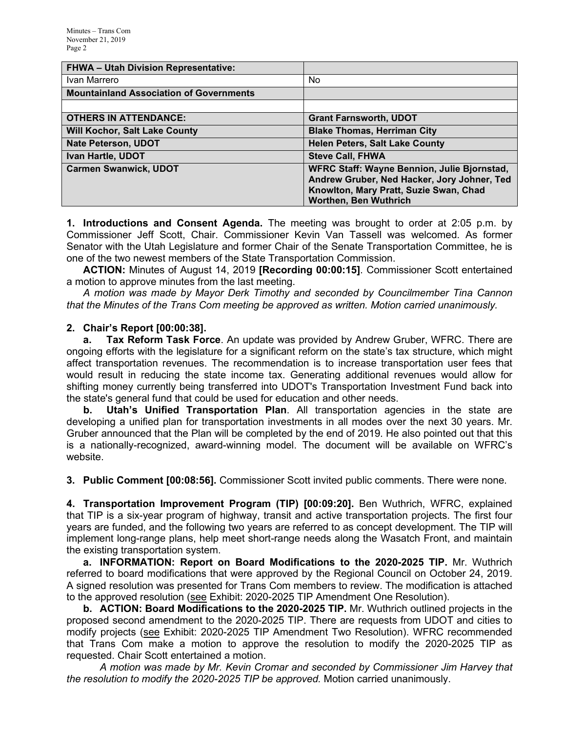| FHWA – Utah Division Representative: | |
| --- | --- |
| Ivan Marrero | No |
| **Mountainland Association of Governments** | |
| | |
| **OTHERS IN ATTENDANCE:** | **Grant Farnsworth, UDOT** |
| **Will Kochor, Salt Lake County** | **Blake Thomas, Herriman City** |
| **Nate Peterson, UDOT** | **Helen Peters, Salt Lake County** |
| **Ivan Hartle, UDOT** | **Steve Call, FHWA** |
| **Carmen Swanwick, UDOT** | **WFRC Staff: Wayne Bennion, Julie Bjornstad, Andrew Gruber, Ned Hacker, Jory Johner, Ted Knowlton, Mary Pratt, Suzie Swan, Chad Worthen, Ben Wuthrich** |

**1. Introductions and Consent Agenda.** The meeting was brought to order at 2:05 p.m. by Commissioner Jeff Scott, Chair. Commissioner Kevin Van Tassell was welcomed. As former Senator with the Utah Legislature and former Chair of the Senate Transportation Committee, he is one of the two newest members of the State Transportation Commission.

**ACTION:** Minutes of August 14, 2019 **[Recording 00:00:15]**. Commissioner Scott entertained a motion to approve minutes from the last meeting.

*A motion was made by Mayor Derk Timothy and seconded by Councilmember Tina Cannon that the Minutes of the Trans Com meeting be approved as written. Motion carried unanimously.*

**2. Chair's Report [00:00:38].**

**a. Tax Reform Task Force**. An update was provided by Andrew Gruber, WFRC. There are ongoing efforts with the legislature for a significant reform on the state's tax structure, which might affect transportation revenues. The recommendation is to increase transportation user fees that would result in reducing the state income tax. Generating additional revenues would allow for shifting money currently being transferred into UDOT's Transportation Investment Fund back into the state's general fund that could be used for education and other needs.

**b. Utah's Unified Transportation Plan**. All transportation agencies in the state are developing a unified plan for transportation investments in all modes over the next 30 years. Mr. Gruber announced that the Plan will be completed by the end of 2019. He also pointed out that this is a nationally-recognized, award-winning model. The document will be available on WFRC's website.

**3. Public Comment [00:08:56].** Commissioner Scott invited public comments. There were none.

**4. Transportation Improvement Program (TIP) [00:09:20].** Ben Wuthrich, WFRC, explained that TIP is a six-year program of highway, transit and active transportation projects. The first four years are funded, and the following two years are referred to as concept development. The TIP will implement long-range plans, help meet short-range needs along the Wasatch Front, and maintain the existing transportation system.

**a. INFORMATION: Report on Board Modifications to the 2020-2025 TIP.** Mr. Wuthrich referred to board modifications that were approved by the Regional Council on October 24, 2019. A signed resolution was presented for Trans Com members to review. The modification is attached to the approved resolution (see Exhibit: 2020-2025 TIP Amendment One Resolution).

**b. ACTION: Board Modifications to the 2020-2025 TIP.** Mr. Wuthrich outlined projects in the proposed second amendment to the 2020-2025 TIP. There are requests from UDOT and cities to modify projects (see Exhibit: 2020-2025 TIP Amendment Two Resolution). WFRC recommended that Trans Com make a motion to approve the resolution to modify the 2020-2025 TIP as requested. Chair Scott entertained a motion.

*A motion was made by Mr. Kevin Cromar and seconded by Commissioner Jim Harvey that the resolution to modify the 2020-2025 TIP be approved.* Motion carried unanimously.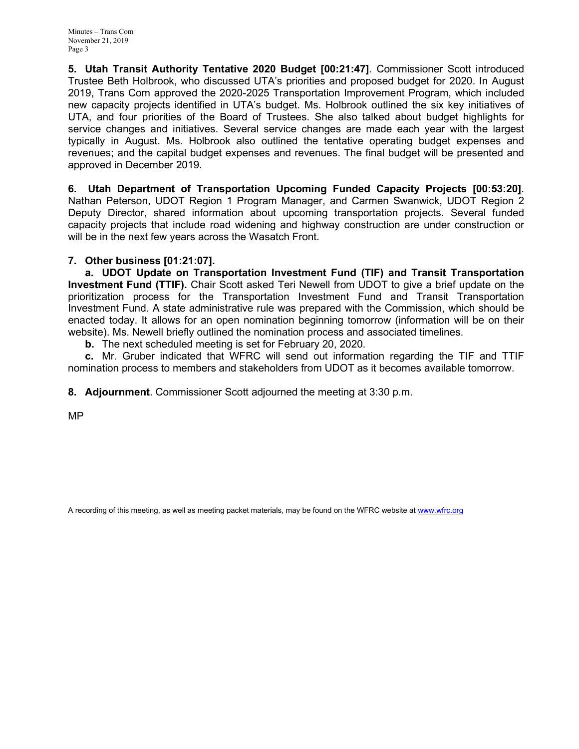**5. Utah Transit Authority Tentative 2020 Budget [00:21:47]**. Commissioner Scott introduced Trustee Beth Holbrook, who discussed UTA's priorities and proposed budget for 2020. In August 2019, Trans Com approved the 2020-2025 Transportation Improvement Program, which included new capacity projects identified in UTA's budget. Ms. Holbrook outlined the six key initiatives of UTA, and four priorities of the Board of Trustees. She also talked about budget highlights for service changes and initiatives. Several service changes are made each year with the largest typically in August. Ms. Holbrook also outlined the tentative operating budget expenses and revenues; and the capital budget expenses and revenues. The final budget will be presented and approved in December 2019.

**6. Utah Department of Transportation Upcoming Funded Capacity Projects [00:53:20]**. Nathan Peterson, UDOT Region 1 Program Manager, and Carmen Swanwick, UDOT Region 2 Deputy Director, shared information about upcoming transportation projects. Several funded capacity projects that include road widening and highway construction are under construction or will be in the next few years across the Wasatch Front.

**7. Other business [01:21:07].**

**a. UDOT Update on Transportation Investment Fund (TIF) and Transit Transportation Investment Fund (TTIF).** Chair Scott asked Teri Newell from UDOT to give a brief update on the prioritization process for the Transportation Investment Fund and Transit Transportation Investment Fund. A state administrative rule was prepared with the Commission, which should be enacted today. It allows for an open nomination beginning tomorrow (information will be on their website). Ms. Newell briefly outlined the nomination process and associated timelines.

**b.** The next scheduled meeting is set for February 20, 2020.

**c.** Mr. Gruber indicated that WFRC will send out information regarding the TIF and TTIF nomination process to members and stakeholders from UDOT as it becomes available tomorrow.

**8. Adjournment**. Commissioner Scott adjourned the meeting at 3:30 p.m.

MP

A recording of this meeting, as well as meeting packet materials, may be found on the WFRC website at www.wfrc.org